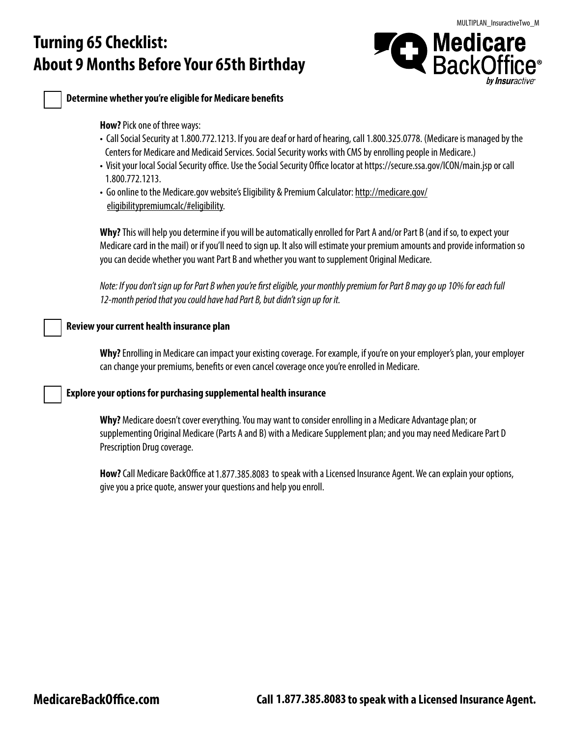# Turning 65 Checklist: About 9 Months Before Your 65th Birthday

☐ **Determine whether you're eligible for Medicare benefits**

**How?** Pick one of three ways:

- Call Social Security at 1.800.772.1213. If you are deaf or hard of hearing, call 1.800.325.0778. (Medicare is managed by the Centers for Medicare and Medicaid Services. Social Security works with CMS by enrolling people in Medicare.)
- Visit your local Social Security office. Use the Social Security Office locator at https://secure.ssa.gov/ICON/main.jsp or call 1.800.772.1213.
- Go online to the Medicare.gov website's Eligibility & Premium Calculator: http://medicare.gov/eligibilitypremiumcalc/#eligibility.

**Why?** This will help you determine if you will be automatically enrolled for Part A and/or Part B (and if so, to expect your Medicare card in the mail) or if you'll need to sign up. It also will estimate your premium amounts and provide information so you can decide whether you want Part B and whether you want to supplement Original Medicare.

*Note: If you don't sign up for Part B when you're first eligible, your monthly premium for Part B may go up 10% for each full 12-month period that you could have had Part B, but didn't sign up for it.*

☐ **Review your current health insurance plan**

**Why?** Enrolling in Medicare can impact your existing coverage. For example, if you're on your employer's plan, your employer can change your premiums, benefits or even cancel coverage once you're enrolled in Medicare.

☐ **Explore your options for purchasing supplemental health insurance**

**Why?** Medicare doesn't cover everything. You may want to consider enrolling in a Medicare Advantage plan; or supplementing Original Medicare (Parts A and B) with a Medicare Supplement plan; and you may need Medicare Part D Prescription Drug coverage.

**How?** Call Medicare BackOffice at 1.877.385.8083 to speak with a Licensed Insurance Agent. We can explain your options, give you a price quote, answer your questions and help you enroll.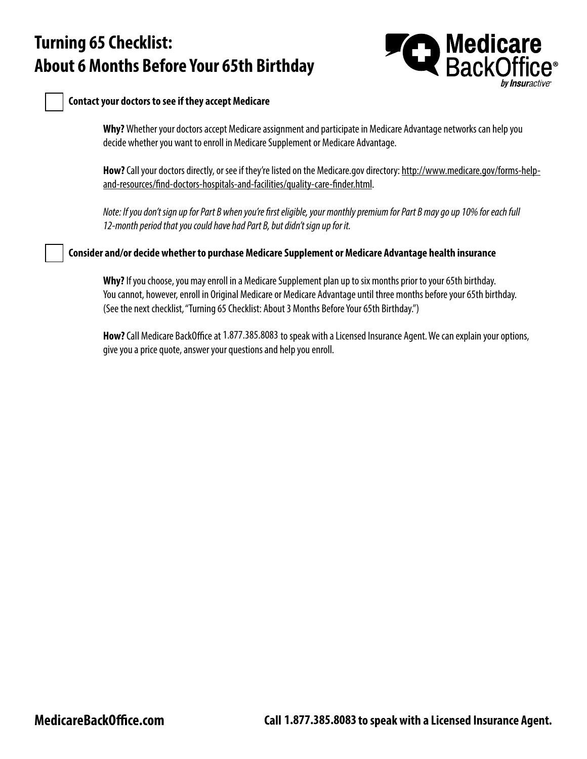# Turning 65 Checklist: About 6 Months Before Your 65th Birthday

- [ ] **Contact your doctors to see if they accept Medicare**

  **Why?** Whether your doctors accept Medicare assignment and participate in Medicare Advantage networks can help you decide whether you want to enroll in Medicare Supplement or Medicare Advantage.

  **How?** Call your doctors directly, or see if they're listed on the Medicare.gov directory: http://www.medicare.gov/forms-help-and-resources/find-doctors-hospitals-and-facilities/quality-care-finder.html.

  *Note: If you don't sign up for Part B when you're first eligible, your monthly premium for Part B may go up 10% for each full 12-month period that you could have had Part B, but didn't sign up for it.*

- [ ] **Consider and/or decide whether to purchase Medicare Supplement or Medicare Advantage health insurance**

  **Why?** If you choose, you may enroll in a Medicare Supplement plan up to six months prior to your 65th birthday. You cannot, however, enroll in Original Medicare or Medicare Advantage until three months before your 65th birthday. (See the next checklist, "Turning 65 Checklist: About 3 Months Before Your 65th Birthday.")

  **How?** Call Medicare BackOffice at 1.877.385.8083 to speak with a Licensed Insurance Agent. We can explain your options, give you a price quote, answer your questions and help you enroll.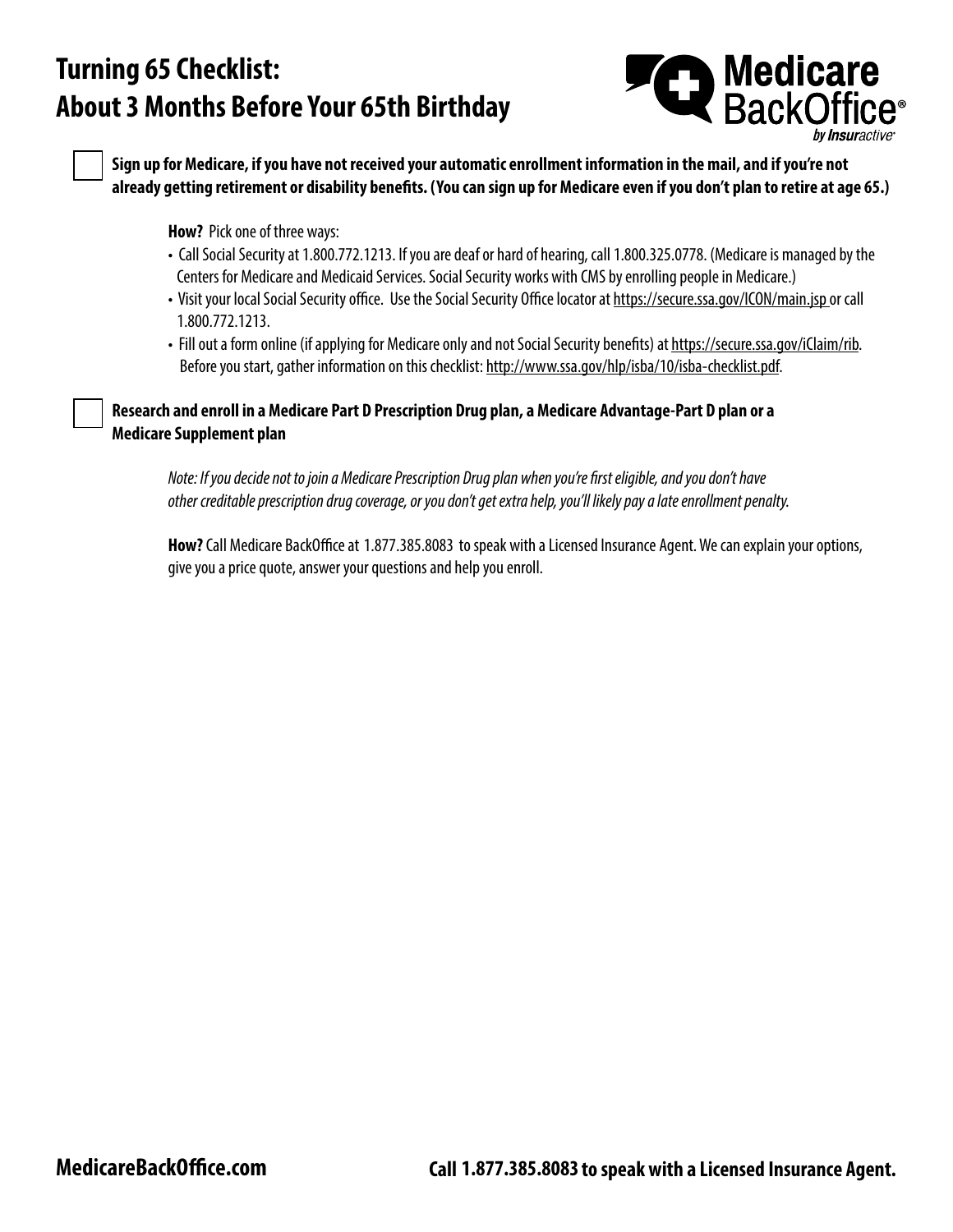# Turning 65 Checklist: About 3 Months Before Your 65th Birthday

☐ **Sign up for Medicare, if you have not received your automatic enrollment information in the mail, and if you're not already getting retirement or disability benefits. (You can sign up for Medicare even if you don't plan to retire at age 65.)**

**How?** Pick one of three ways:

- Call Social Security at 1.800.772.1213. If you are deaf or hard of hearing, call 1.800.325.0778. (Medicare is managed by the Centers for Medicare and Medicaid Services. Social Security works with CMS by enrolling people in Medicare.)
- Visit your local Social Security office. Use the Social Security Office locator at https://secure.ssa.gov/ICON/main.jsp or call 1.800.772.1213.
- Fill out a form online (if applying for Medicare only and not Social Security benefits) at https://secure.ssa.gov/iClaim/rib. Before you start, gather information on this checklist: http://www.ssa.gov/hlp/isba/10/isba-checklist.pdf.

☐ **Research and enroll in a Medicare Part D Prescription Drug plan, a Medicare Advantage-Part D plan or a Medicare Supplement plan**

*Note: If you decide not to join a Medicare Prescription Drug plan when you're first eligible, and you don't have other creditable prescription drug coverage, or you don't get extra help, you'll likely pay a late enrollment penalty.*

**How?** Call Medicare BackOffice at 1.877.385.8083 to speak with a Licensed Insurance Agent. We can explain your options, give you a price quote, answer your questions and help you enroll.

**MedicareBackOffice.com** **Call 1.877.385.8083 to speak with a Licensed Insurance Agent.**